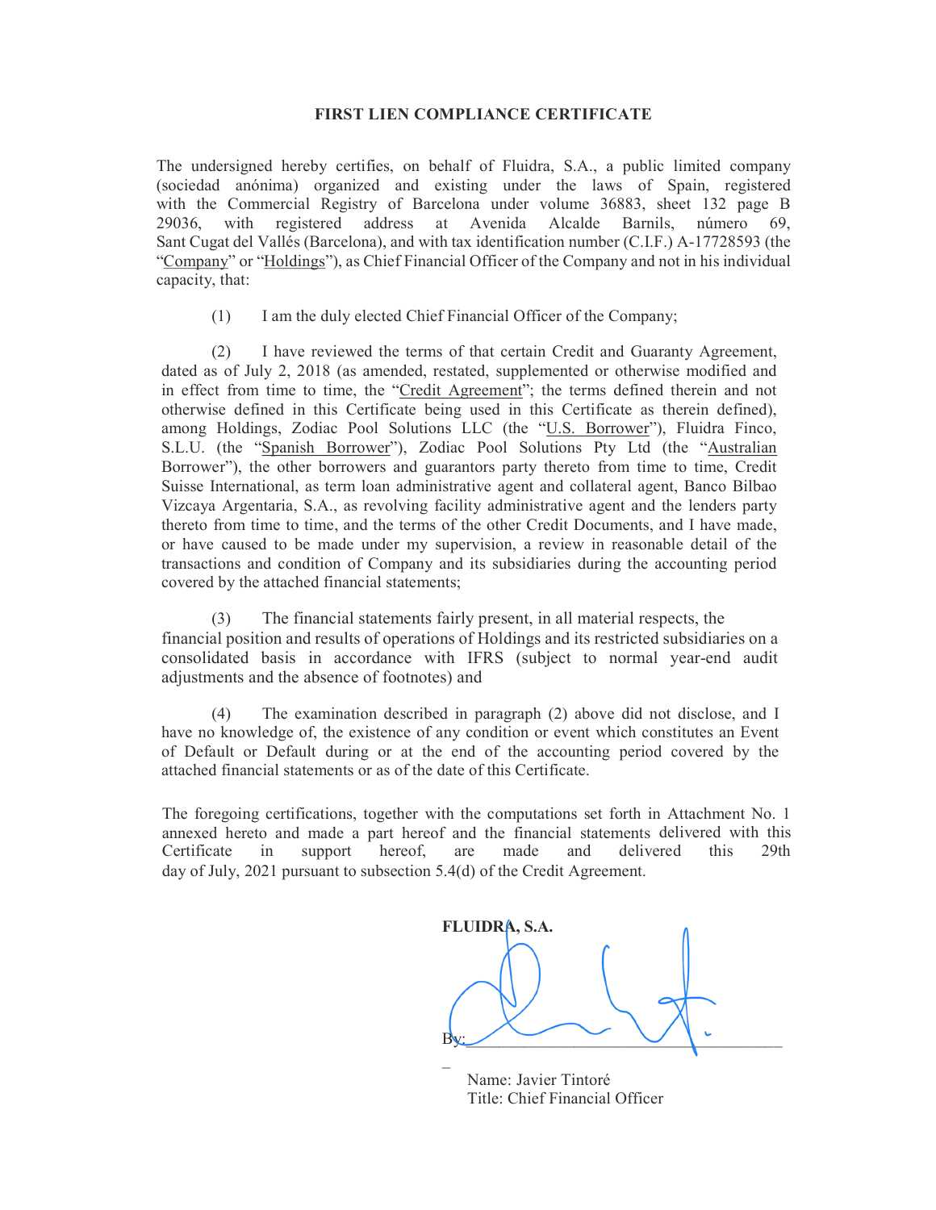**FIRST LIEN COMPLIANCE CERTIFICATE**

The undersigned hereby certifies, on behalf of Fluidra, S.A., a public limited company (sociedad anónima) organized and existing under the laws of Spain, registered with the Commercial Registry of Barcelona under volume 36883, sheet 132 page B 29036, with registered address at Avenida Alcalde Barnils, número 69, Sant Cugat del Vallés (Barcelona), and with tax identification number (C.I.F.) A-17728593 (the "Company" or "Holdings"), as Chief Financial Officer of the Company and not in his individual capacity, that:

(1) I am the duly elected Chief Financial Officer of the Company;

(2) I have reviewed the terms of that certain Credit and Guaranty Agreement, dated as of July 2, 2018 (as amended, restated, supplemented or otherwise modified and in effect from time to time, the "Credit Agreement"; the terms defined therein and not otherwise defined in this Certificate being used in this Certificate as therein defined), among Holdings, Zodiac Pool Solutions LLC (the "U.S. Borrower"), Fluidra Finco, S.L.U. (the "Spanish Borrower"), Zodiac Pool Solutions Pty Ltd (the "Australian Borrower"), the other borrowers and guarantors party thereto from time to time, Credit Suisse International, as term loan administrative agent and collateral agent, Banco Bilbao Vizcaya Argentaria, S.A., as revolving facility administrative agent and the lenders party thereto from time to time, and the terms of the other Credit Documents, and I have made, or have caused to be made under my supervision, a review in reasonable detail of the transactions and condition of Company and its subsidiaries during the accounting period covered by the attached financial statements;

(3) The financial statements fairly present, in all material respects, the financial position and results of operations of Holdings and its restricted subsidiaries on a consolidated basis in accordance with IFRS (subject to normal year-end audit adjustments and the absence of footnotes) and

(4) The examination described in paragraph (2) above did not disclose, and I have no knowledge of, the existence of any condition or event which constitutes an Event of Default or Default during or at the end of the accounting period covered by the attached financial statements or as of the date of this Certificate.

The foregoing certifications, together with the computations set forth in Attachment No. 1 annexed hereto and made a part hereof and the financial statements delivered with this Certificate in support hereof, are made and delivered this 29th day of July, 2021 pursuant to subsection 5.4(d) of the Credit Agreement.

**FLUIDRA, S.A.**

By: ______________________________

Name: Javier Tintoré
Title: Chief Financial Officer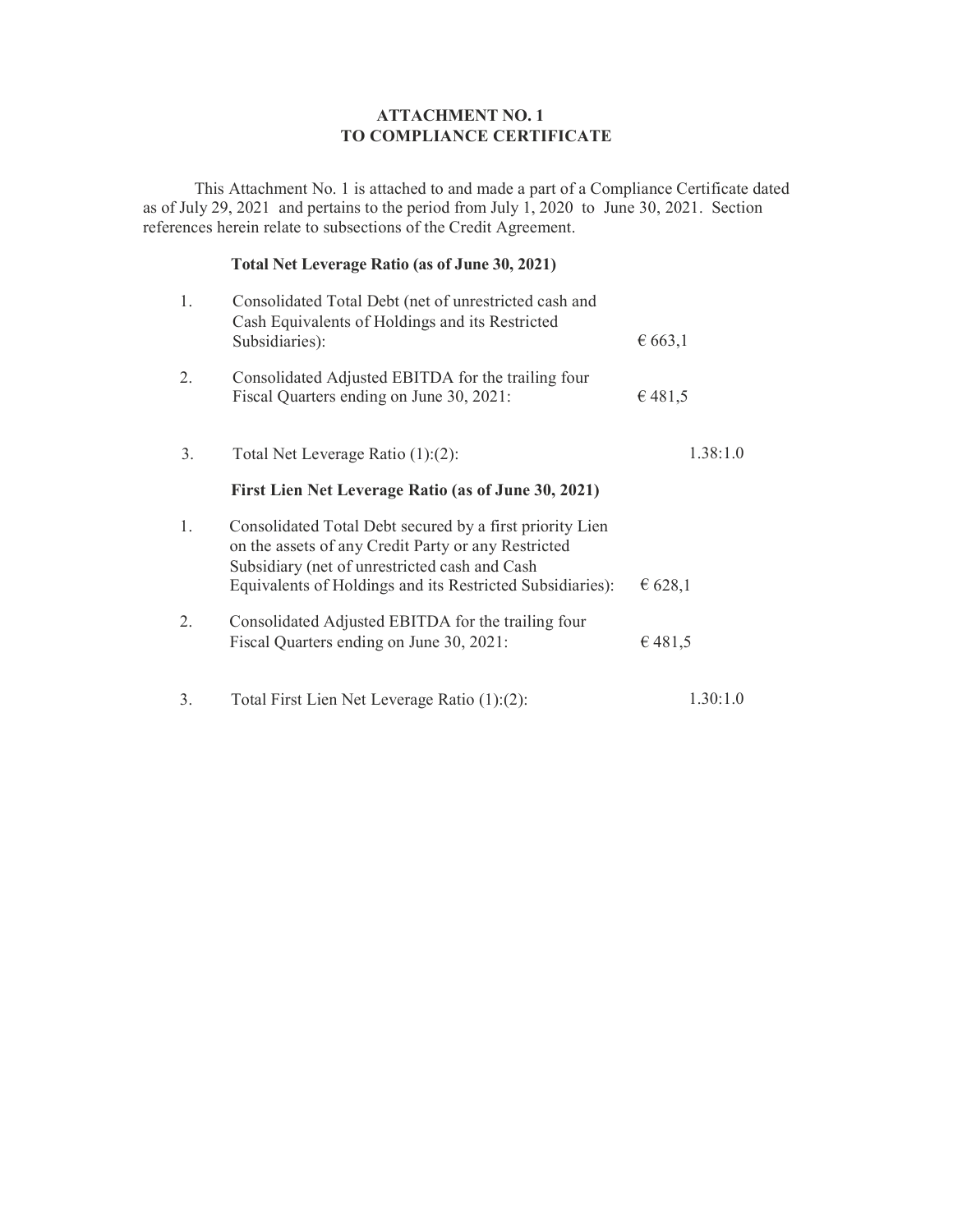# ATTACHMENT NO. 1
# TO COMPLIANCE CERTIFICATE

This Attachment No. 1 is attached to and made a part of a Compliance Certificate dated as of July 29, 2021 and pertains to the period from July 1, 2020 to June 30, 2021. Section references herein relate to subsections of the Credit Agreement.

**Total Net Leverage Ratio (as of June 30, 2021)**

| | | | |
|---|---|---|---|
| 1. | Consolidated Total Debt (net of unrestricted cash and Cash Equivalents of Holdings and its Restricted Subsidiaries): | € 663,1 | |
| 2. | Consolidated Adjusted EBITDA for the trailing four Fiscal Quarters ending on June 30, 2021: | € 481,5 | |
| 3. | Total Net Leverage Ratio (1):(2): | | 1.38:1.0 |

**First Lien Net Leverage Ratio (as of June 30, 2021)**

| | | | |
|---|---|---|---|
| 1. | Consolidated Total Debt secured by a first priority Lien on the assets of any Credit Party or any Restricted Subsidiary (net of unrestricted cash and Cash Equivalents of Holdings and its Restricted Subsidiaries): | € 628,1 | |
| 2. | Consolidated Adjusted EBITDA for the trailing four Fiscal Quarters ending on June 30, 2021: | € 481,5 | |
| 3. | Total First Lien Net Leverage Ratio (1):(2): | | 1.30:1.0 |